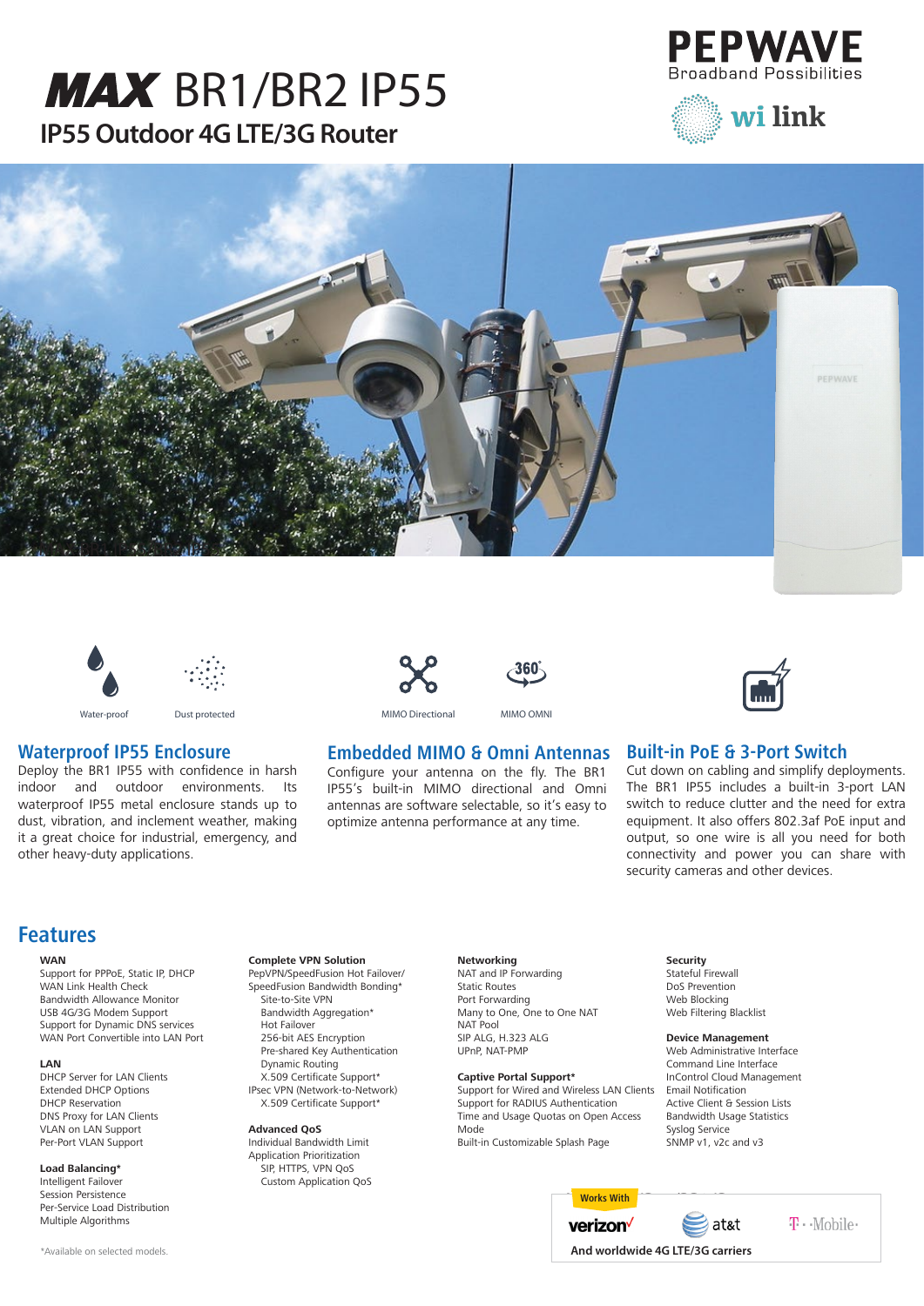# MAX BR1/BR2 IP55

## IP55 Outdoor 4G LTE/3G Router

PEPWAVE
Broadband Possibilities

wi link

Water-proof

Dust protected

MIMO Directional

MIMO OMNI

### Waterproof IP55 Enclosure

Deploy the BR1 IP55 with confidence in harsh indoor and outdoor environments. Its waterproof IP55 metal enclosure stands up to dust, vibration, and inclement weather, making it a great choice for industrial, emergency, and other heavy-duty applications.

### Embedded MIMO & Omni Antennas

Configure your antenna on the fly. The BR1 IP55's built-in MIMO directional and Omni antennas are software selectable, so it's easy to optimize antenna performance at any time.

### Built-in PoE & 3-Port Switch

Cut down on cabling and simplify deployments. The BR1 IP55 includes a built-in 3-port LAN switch to reduce clutter and the need for extra equipment. It also offers 802.3af PoE input and output, so one wire is all you need for both connectivity and power you can share with security cameras and other devices.

## Features

**WAN**
Support for PPPoE, Static IP, DHCP
WAN Link Health Check
Bandwidth Allowance Monitor
USB 4G/3G Modem Support
Support for Dynamic DNS services
WAN Port Convertible into LAN Port

**LAN**
DHCP Server for LAN Clients
Extended DHCP Options
DHCP Reservation
DNS Proxy for LAN Clients
VLAN on LAN Support
Per-Port VLAN Support

**Load Balancing***
Intelligent Failover
Session Persistence
Per-Service Load Distribution
Multiple Algorithms

**Complete VPN Solution**
PepVPN/SpeedFusion Hot Failover/
SpeedFusion Bandwidth Bonding*
- Site-to-Site VPN
- Bandwidth Aggregation*
- Hot Failover
- 256-bit AES Encryption
- Pre-shared Key Authentication
- Dynamic Routing
- X.509 Certificate Support*

IPsec VPN (Network-to-Network)
- X.509 Certificate Support*

**Advanced QoS**
Individual Bandwidth Limit
Application Prioritization
- SIP, HTTPS, VPN QoS
- Custom Application QoS

**Networking**
NAT and IP Forwarding
Static Routes
Port Forwarding
Many to One, One to One NAT
NAT Pool
SIP ALG, H.323 ALG
UPnP, NAT-PMP

**Captive Portal Support***
Support for Wired and Wireless LAN Clients
Support for RADIUS Authentication
Time and Usage Quotas on Open Access Mode
Built-in Customizable Splash Page

**Security**
Stateful Firewall
DoS Prevention
Web Blocking
Web Filtering Blacklist

**Device Management**
Web Administrative Interface
Command Line Interface
InControl Cloud Management
Email Notification
Active Client & Session Lists
Bandwidth Usage Statistics
Syslog Service
SNMP v1, v2c and v3

Works With
verizon · at&t · T-Mobile
And worldwide 4G LTE/3G carriers

*Available on selected models.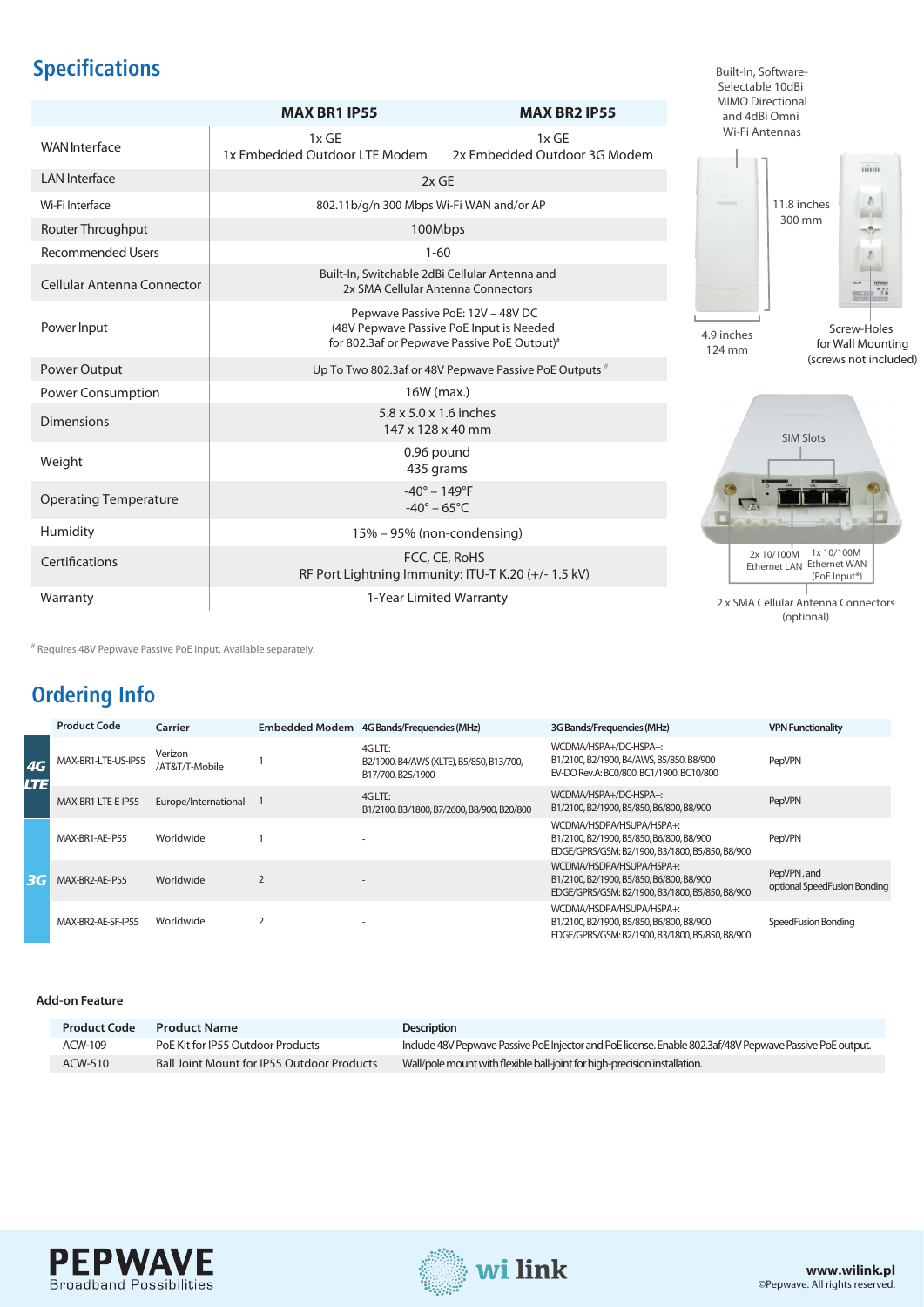## Specifications

| | MAX BR1 IP55 | MAX BR2 IP55 |
|---|---|---|
| WAN Interface | 1x GE<br>1x Embedded Outdoor LTE Modem | 1x GE<br>2x Embedded Outdoor 3G Modem |
| LAN Interface | 2x GE | |
| Wi-Fi Interface | 802.11b/g/n 300 Mbps Wi-Fi WAN and/or AP | |
| Router Throughput | 100Mbps | |
| Recommended Users | 1-60 | |
| Cellular Antenna Connector | Built-In, Switchable 2dBi Cellular Antenna and 2x SMA Cellular Antenna Connectors | |
| Power Input | Pepwave Passive PoE: 12V – 48V DC (48V Pepwave Passive PoE Input is Needed for 802.3af or Pepwave Passive PoE Output)# | |
| Power Output | Up To Two 802.3af or 48V Pepwave Passive PoE Outputs # | |
| Power Consumption | 16W (max.) | |
| Dimensions | 5.8 x 5.0 x 1.6 inches<br>147 x 128 x 40 mm | |
| Weight | 0.96 pound<br>435 grams | |
| Operating Temperature | -40° – 149°F<br>-40° – 65°C | |
| Humidity | 15% – 95% (non-condensing) | |
| Certifications | FCC, CE, RoHS<br>RF Port Lightning Immunity: ITU-T K.20 (+/- 1.5 kV) | |
| Warranty | 1-Year Limited Warranty | |

Built-In, Software-Selectable 10dBi MIMO Directional and 4dBi Omni Wi-Fi Antennas

11.8 inches
300 mm

4.9 inches
124 mm

Screw-Holes for Wall Mounting (screws not included)

SIM Slots

2x 10/100M Ethernet LAN

1x 10/100M Ethernet WAN (PoE Input*)

2 x SMA Cellular Antenna Connectors (optional)

# Requires 48V Pepwave Passive PoE input. Available separately.

## Ordering Info

| | Product Code | Carrier | Embedded Modem | 4G Bands/Frequencies (MHz) | 3G Bands/Frequencies (MHz) | VPN Functionality |
|---|---|---|---|---|---|---|
| 4G LTE | MAX-BR1-LTE-US-IP55 | Verizon /AT&T/T-Mobile | 1 | 4G LTE:<br>B2/1900, B4/AWS (XLTE), B5/850, B13/700, B17/700, B25/1900 | WCDMA/HSPA+/DC-HSPA+:<br>B1/2100, B2/1900, B4/AWS, B5/850, B8/900<br>EV-DO Rev.A: BC0/800, BC1/1900, BC10/800 | PepVPN |
| 4G LTE | MAX-BR1-LTE-E-IP55 | Europe/International | 1 | 4G LTE:<br>B1/2100, B3/1800, B7/2600, B8/900, B20/800 | WCDMA/HSPA+/DC-HSPA+:<br>B1/2100, B2/1900, B5/850, B6/800, B8/900 | PepVPN |
| 3G | MAX-BR1-AE-IP55 | Worldwide | 1 | - | WCDMA/HSDPA/HSUPA/HSPA+:<br>B1/2100, B2/1900, B5/850, B6/800, B8/900<br>EDGE/GPRS/GSM: B2/1900, B3/1800, B5/850, B8/900 | PepVPN |
| 3G | MAX-BR2-AE-IP55 | Worldwide | 2 | - | WCDMA/HSDPA/HSUPA/HSPA+:<br>B1/2100, B2/1900, B5/850, B6/800, B8/900<br>EDGE/GPRS/GSM: B2/1900, B3/1800, B5/850, B8/900 | PepVPN, and optional SpeedFusion Bonding |
| 3G | MAX-BR2-AE-SF-IP55 | Worldwide | 2 | - | WCDMA/HSDPA/HSUPA/HSPA+:<br>B1/2100, B2/1900, B5/850, B6/800, B8/900<br>EDGE/GPRS/GSM: B2/1900, B3/1800, B5/850, B8/900 | SpeedFusion Bonding |

### Add-on Feature

| Product Code | Product Name | Description |
|---|---|---|
| ACW-109 | PoE Kit for IP55 Outdoor Products | Include 48V Pepwave Passive PoE Injector and PoE license. Enable 802.3af/48V Pepwave Passive PoE output. |
| ACW-510 | Ball Joint Mount for IP55 Outdoor Products | Wall/pole mount with flexible ball-joint for high-precision installation. |

PEPWAVE Broadband Possibilities

wi link

www.wilink.pl
©Pepwave. All rights reserved.